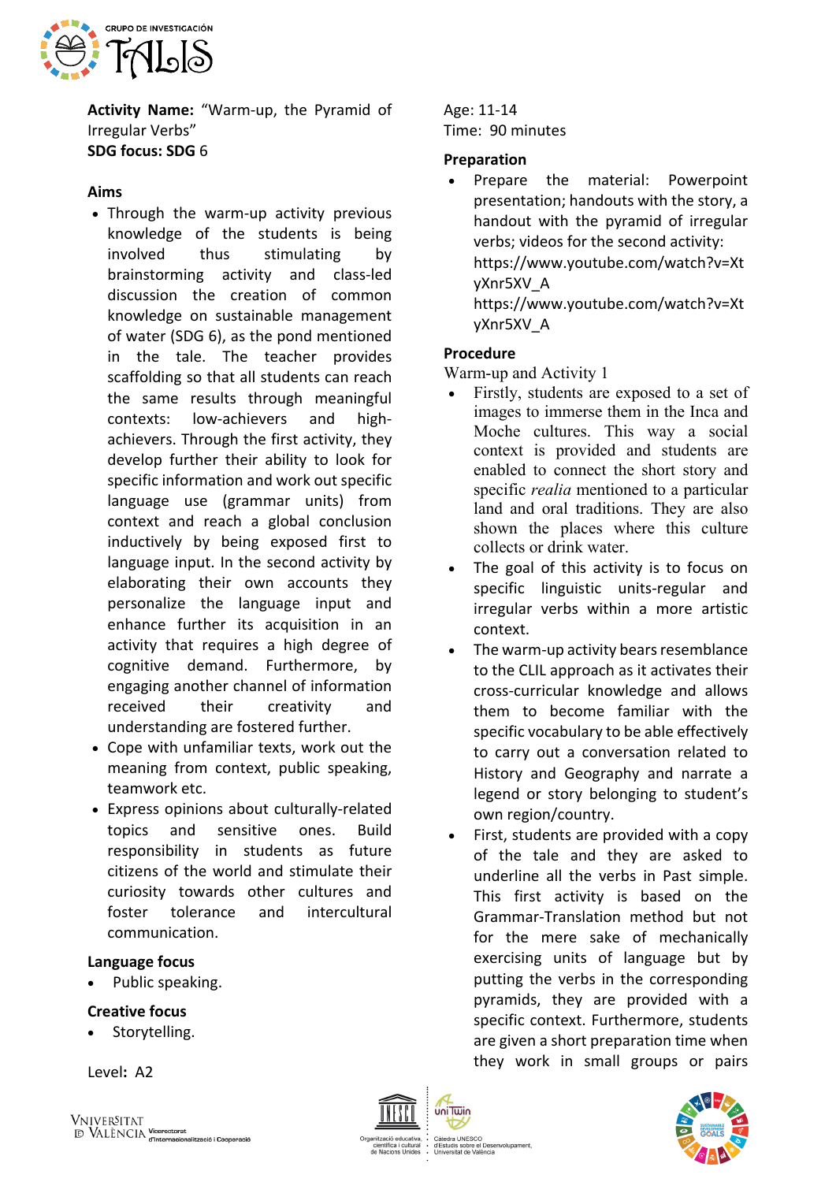**Activity Name:** "Warm-up, the Pyramid of Irregular Verbs"
**SDG focus: SDG** 6

**Aims**

- Through the warm-up activity previous knowledge of the students is being involved thus stimulating by brainstorming activity and class-led discussion the creation of common knowledge on sustainable management of water (SDG 6), as the pond mentioned in the tale. The teacher provides scaffolding so that all students can reach the same results through meaningful contexts: low-achievers and high-achievers. Through the first activity, they develop further their ability to look for specific information and work out specific language use (grammar units) from context and reach a global conclusion inductively by being exposed first to language input. In the second activity by elaborating their own accounts they personalize the language input and enhance further its acquisition in an activity that requires a high degree of cognitive demand. Furthermore, by engaging another channel of information received their creativity and understanding are fostered further.
- Cope with unfamiliar texts, work out the meaning from context, public speaking, teamwork etc.
- Express opinions about culturally-related topics and sensitive ones. Build responsibility in students as future citizens of the world and stimulate their curiosity towards other cultures and foster tolerance and intercultural communication.

**Language focus**

- Public speaking.

**Creative focus**

- Storytelling.

Level**:** A2

Age: 11-14
Time: 90 minutes

**Preparation**

- Prepare the material: Powerpoint presentation; handouts with the story, a handout with the pyramid of irregular verbs; videos for the second activity:
https://www.youtube.com/watch?v=XtyXnr5XV_A
https://www.youtube.com/watch?v=XtyXnr5XV_A

**Procedure**

Warm-up and Activity 1

- Firstly, students are exposed to a set of images to immerse them in the Inca and Moche cultures. This way a social context is provided and students are enabled to connect the short story and specific *realia* mentioned to a particular land and oral traditions. They are also shown the places where this culture collects or drink water.
- The goal of this activity is to focus on specific linguistic units-regular and irregular verbs within a more artistic context.
- The warm-up activity bears resemblance to the CLIL approach as it activates their cross-curricular knowledge and allows them to become familiar with the specific vocabulary to be able effectively to carry out a conversation related to History and Geography and narrate a legend or story belonging to student's own region/country.
- First, students are provided with a copy of the tale and they are asked to underline all the verbs in Past simple. This first activity is based on the Grammar-Translation method but not for the mere sake of mechanically exercising units of language but by putting the verbs in the corresponding pyramids, they are provided with a specific context. Furthermore, students are given a short preparation time when they work in small groups or pairs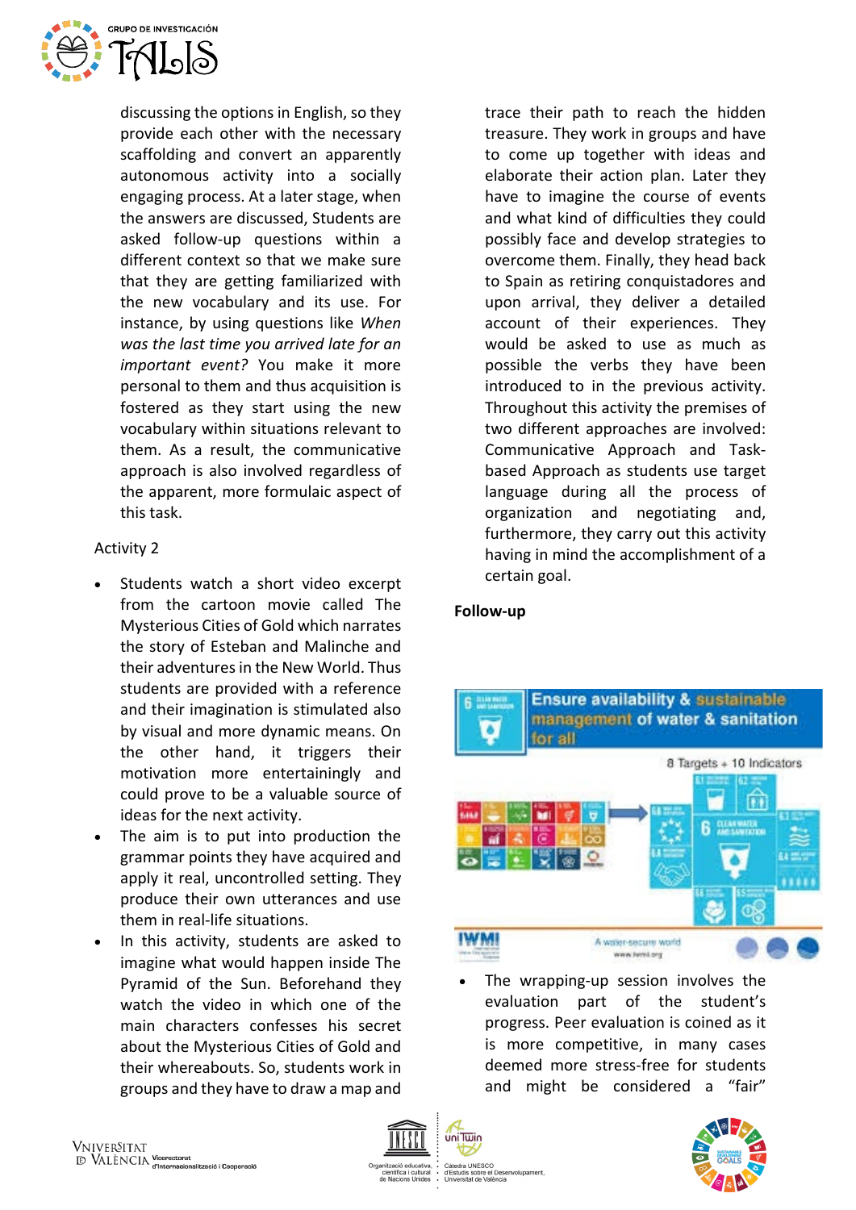discussing the options in English, so they provide each other with the necessary scaffolding and convert an apparently autonomous activity into a socially engaging process. At a later stage, when the answers are discussed, Students are asked follow-up questions within a different context so that we make sure that they are getting familiarized with the new vocabulary and its use. For instance, by using questions like *When was the last time you arrived late for an important event?* You make it more personal to them and thus acquisition is fostered as they start using the new vocabulary within situations relevant to them. As a result, the communicative approach is also involved regardless of the apparent, more formulaic aspect of this task.

Activity 2

- Students watch a short video excerpt from the cartoon movie called The Mysterious Cities of Gold which narrates the story of Esteban and Malinche and their adventures in the New World. Thus students are provided with a reference and their imagination is stimulated also by visual and more dynamic means. On the other hand, it triggers their motivation more entertainingly and could prove to be a valuable source of ideas for the next activity.
- The aim is to put into production the grammar points they have acquired and apply it real, uncontrolled setting. They produce their own utterances and use them in real-life situations.
- In this activity, students are asked to imagine what would happen inside The Pyramid of the Sun. Beforehand they watch the video in which one of the main characters confesses his secret about the Mysterious Cities of Gold and their whereabouts. So, students work in groups and they have to draw a map and trace their path to reach the hidden treasure. They work in groups and have to come up together with ideas and elaborate their action plan. Later they have to imagine the course of events and what kind of difficulties they could possibly face and develop strategies to overcome them. Finally, they head back to Spain as retiring conquistadores and upon arrival, they deliver a detailed account of their experiences. They would be asked to use as much as possible the verbs they have been introduced to in the previous activity. Throughout this activity the premises of two different approaches are involved: Communicative Approach and Task-based Approach as students use target language during all the process of organization and negotiating and, furthermore, they carry out this activity having in mind the accomplishment of a certain goal.

**Follow-up**

- The wrapping-up session involves the evaluation part of the student's progress. Peer evaluation is coined as it is more competitive, in many cases deemed more stress-free for students and might be considered a "fair"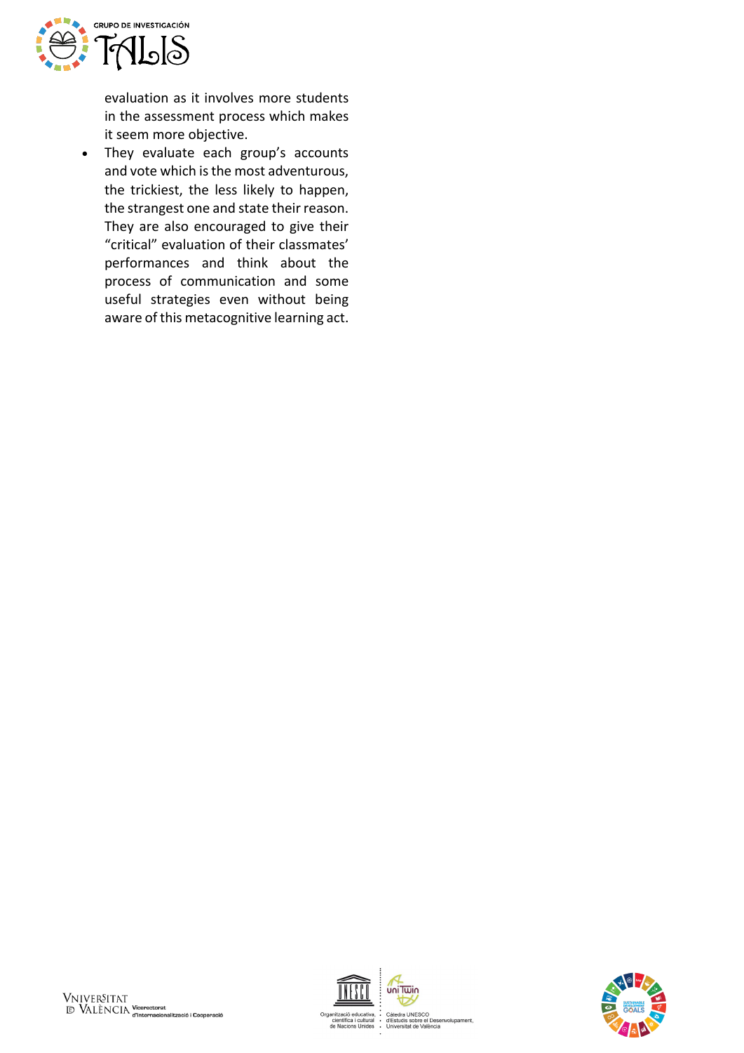evaluation as it involves more students in the assessment process which makes it seem more objective.

- They evaluate each group's accounts and vote which is the most adventurous, the trickiest, the less likely to happen, the strangest one and state their reason. They are also encouraged to give their "critical" evaluation of their classmates' performances and think about the process of communication and some useful strategies even without being aware of this metacognitive learning act.